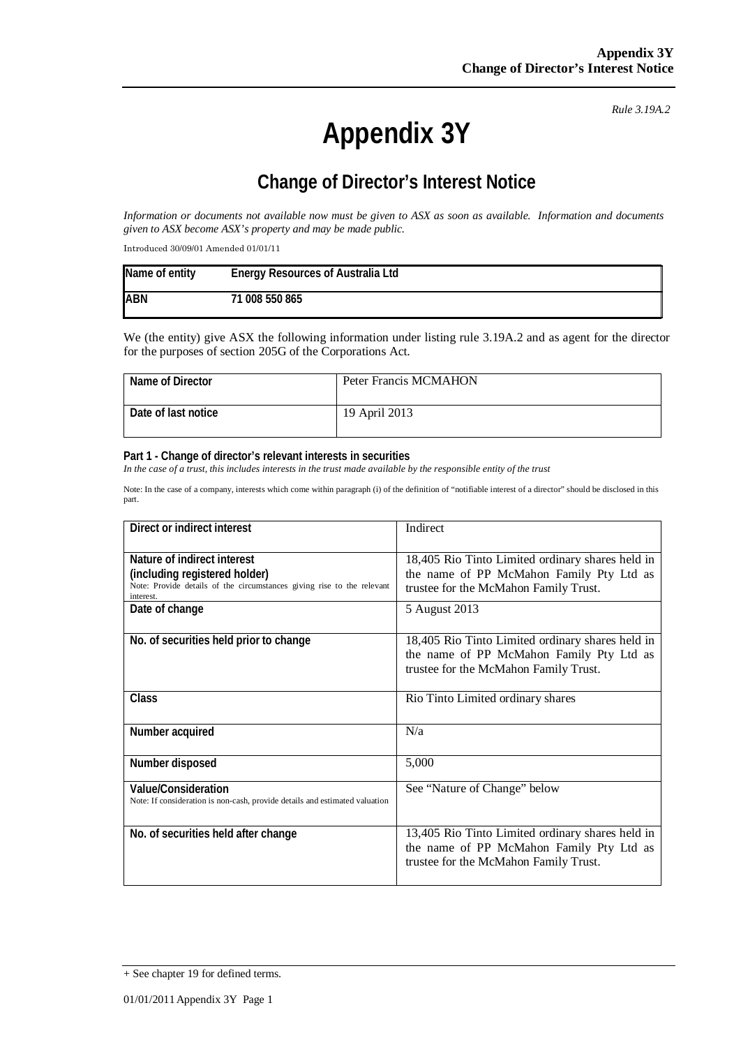*Rule 3.19A.2*

# Appendix 3Y

## Change of Director's Interest Notice

*Information or documents not available now must be given to ASX as soon as available. Information and documents given to ASX become ASX's property and may be made public.*

Introduced 30/09/01 Amended 01/01/11

| Name of entity | Energy Resources of Australia Ltd |
|---|---|
| ABN | 71 008 550 865 |

We (the entity) give ASX the following information under listing rule 3.19A.2 and as agent for the director for the purposes of section 205G of the Corporations Act.

| Name of Director | Peter Francis MCMAHON |
|---|---|
| Date of last notice | 19 April 2013 |

**Part 1 - Change of director's relevant interests in securities**

*In the case of a trust, this includes interests in the trust made available by the responsible entity of the trust*

Note: In the case of a company, interests which come within paragraph (i) of the definition of "notifiable interest of a director" should be disclosed in this part.

| Direct or indirect interest | Indirect |
|---|---|
| **Nature of indirect interest (including registered holder)** Note: Provide details of the circumstances giving rise to the relevant interest. | 18,405 Rio Tinto Limited ordinary shares held in the name of PP McMahon Family Pty Ltd as trustee for the McMahon Family Trust. |
| **Date of change** | 5 August 2013 |
| **No. of securities held prior to change** | 18,405 Rio Tinto Limited ordinary shares held in the name of PP McMahon Family Pty Ltd as trustee for the McMahon Family Trust. |
| **Class** | Rio Tinto Limited ordinary shares |
| **Number acquired** | N/a |
| **Number disposed** | 5,000 |
| **Value/Consideration** Note: If consideration is non-cash, provide details and estimated valuation | See "Nature of Change" below |
| **No. of securities held after change** | 13,405 Rio Tinto Limited ordinary shares held in the name of PP McMahon Family Pty Ltd as trustee for the McMahon Family Trust. |

+ See chapter 19 for defined terms.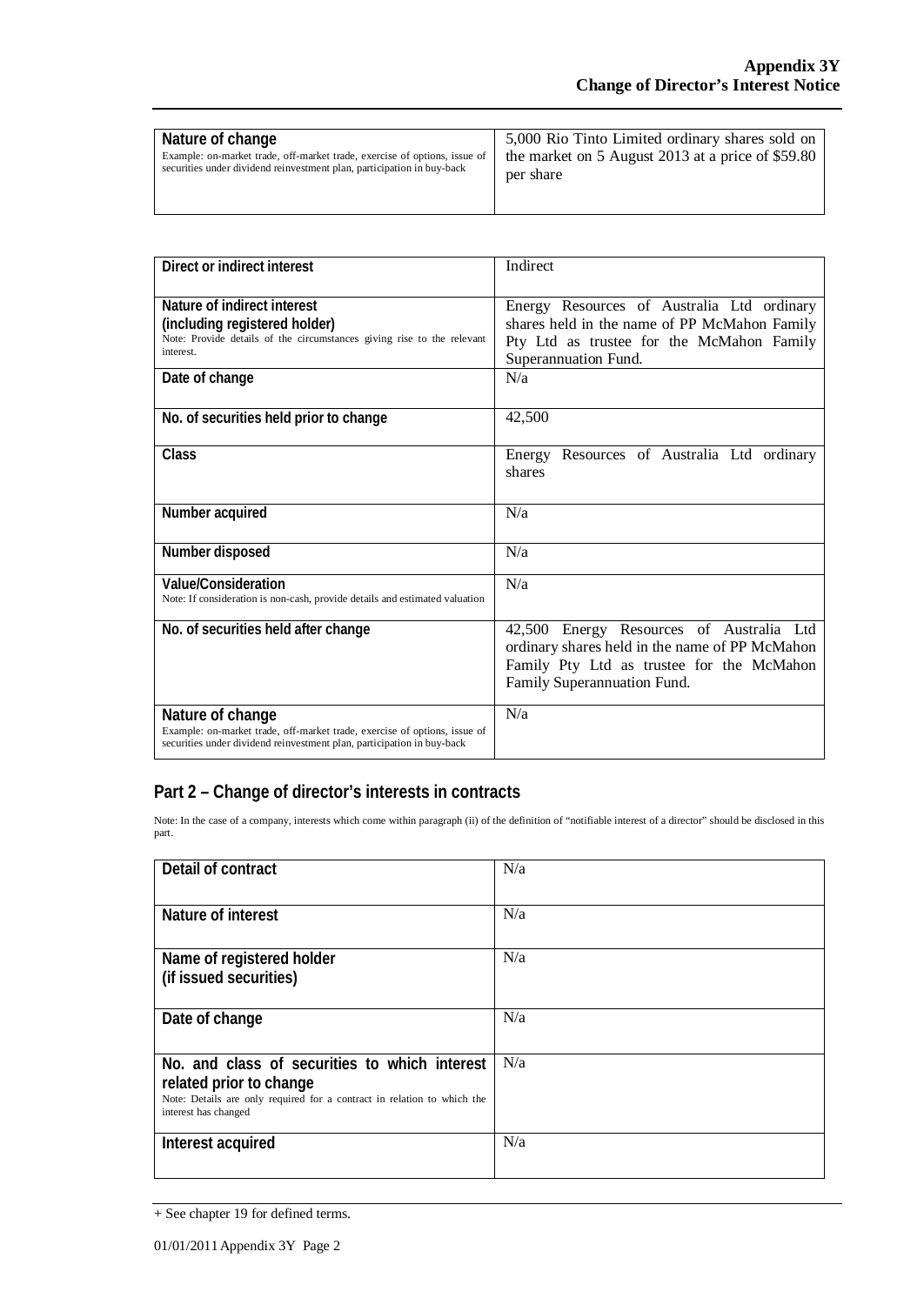| Nature of change<br>Example: on-market trade, off-market trade, exercise of options, issue of securities under dividend reinvestment plan, participation in buy-back | 5,000 Rio Tinto Limited ordinary shares sold on the market on 5 August 2013 at a price of $59.80 per share |
|---|---|

| Direct or indirect interest | Indirect |
|---|---|
| Nature of indirect interest<br>(including registered holder)<br>Note: Provide details of the circumstances giving rise to the relevant interest. | Energy Resources of Australia Ltd ordinary shares held in the name of PP McMahon Family Pty Ltd as trustee for the McMahon Family Superannuation Fund. |
| Date of change | N/a |
| No. of securities held prior to change | 42,500 |
| Class | Energy Resources of Australia Ltd ordinary shares |
| Number acquired | N/a |
| Number disposed | N/a |
| Value/Consideration<br>Note: If consideration is non-cash, provide details and estimated valuation | N/a |
| No. of securities held after change | 42,500 Energy Resources of Australia Ltd ordinary shares held in the name of PP McMahon Family Pty Ltd as trustee for the McMahon Family Superannuation Fund. |
| Nature of change<br>Example: on-market trade, off-market trade, exercise of options, issue of securities under dividend reinvestment plan, participation in buy-back | N/a |

## Part 2 – Change of director's interests in contracts

Note: In the case of a company, interests which come within paragraph (ii) of the definition of "notifiable interest of a director" should be disclosed in this part.

| Detail of contract | N/a |
|---|---|
| Nature of interest | N/a |
| Name of registered holder<br>(if issued securities) | N/a |
| Date of change | N/a |
| No. and class of securities to which interest related prior to change<br>Note: Details are only required for a contract in relation to which the interest has changed | N/a |
| Interest acquired | N/a |

+ See chapter 19 for defined terms.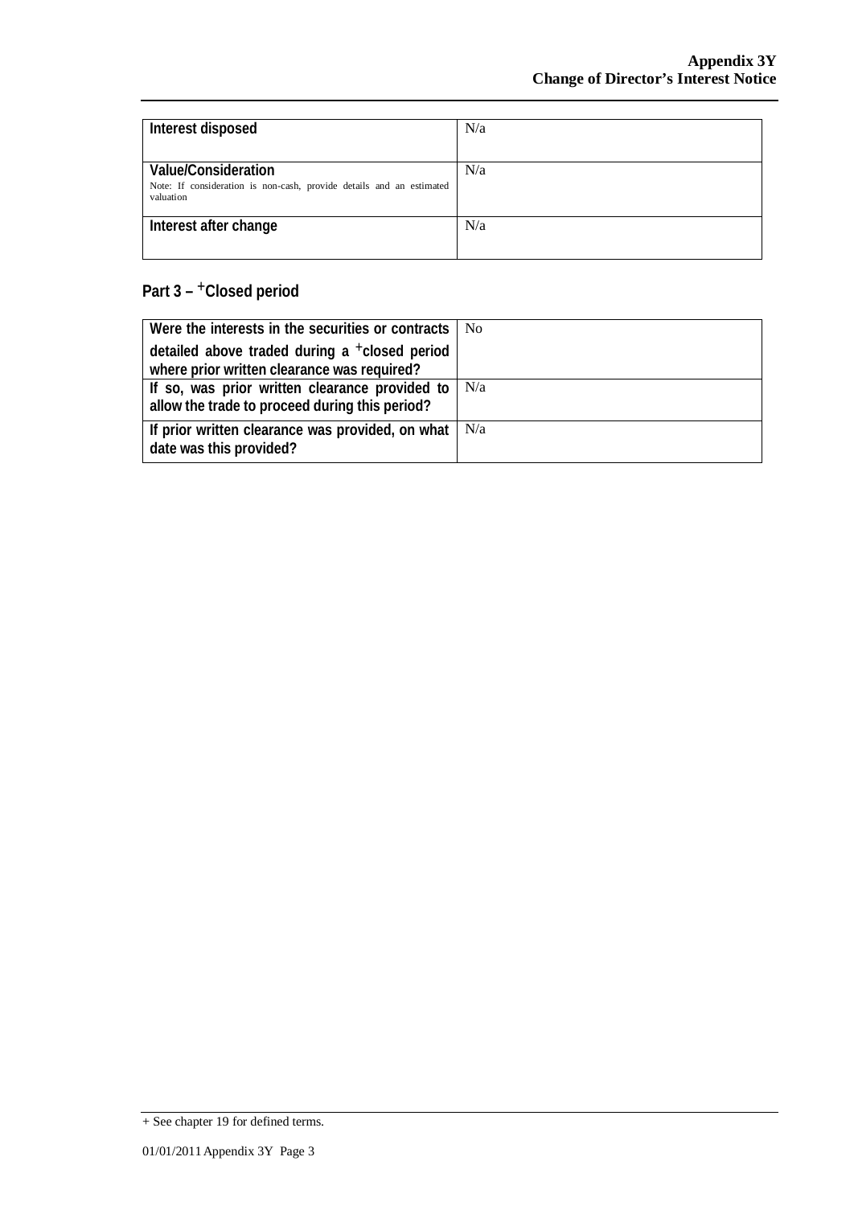| | |
|---|---|
| **Interest disposed** | N/a |
| **Value/Consideration**<br>Note: If consideration is non-cash, provide details and an estimated valuation | N/a |
| **Interest after change** | N/a |

## Part 3 – +Closed period

| | |
|---|---|
| **Were the interests in the securities or contracts detailed above traded during a +closed period where prior written clearance was required?** | No |
| **If so, was prior written clearance provided to allow the trade to proceed during this period?** | N/a |
| **If prior written clearance was provided, on what date was this provided?** | N/a |

+ See chapter 19 for defined terms.